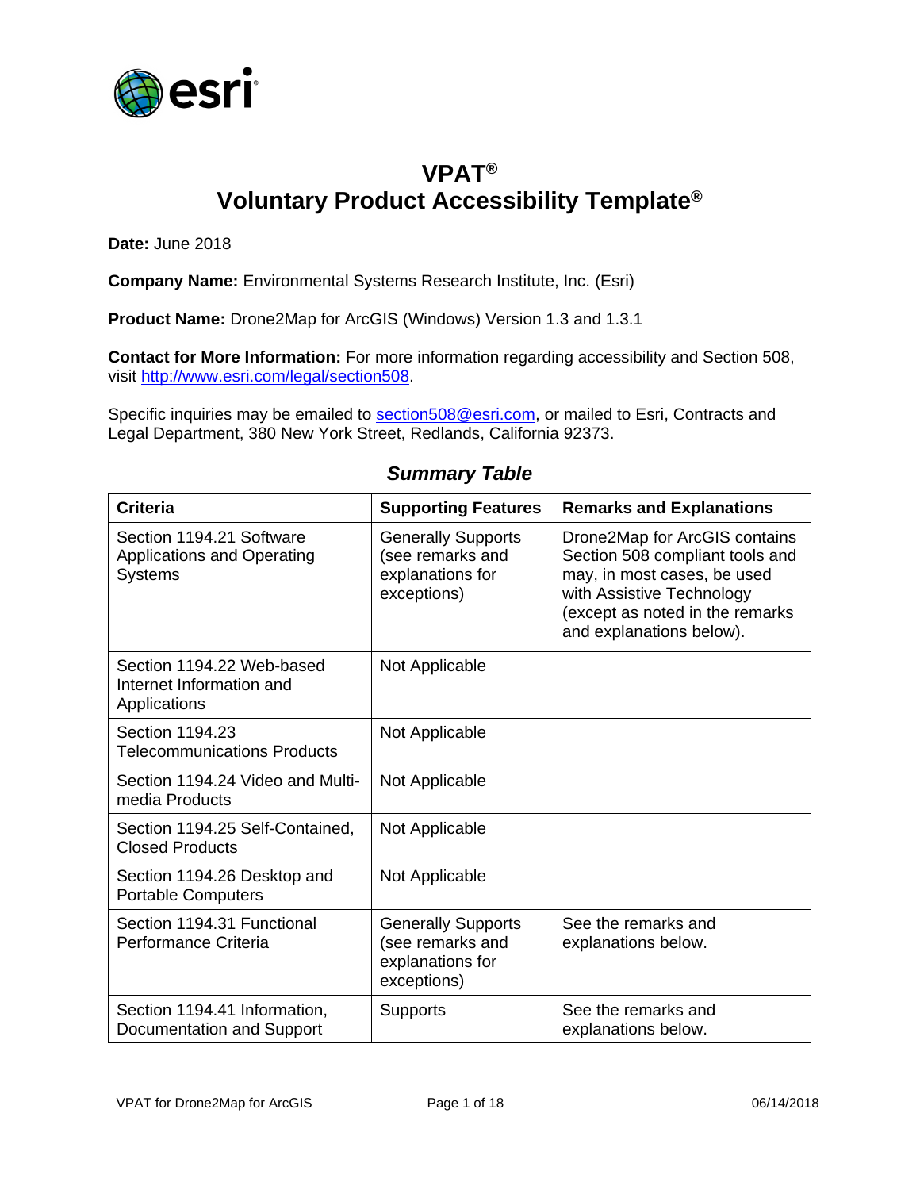# VPAT®
# Voluntary Product Accessibility Template®

**Date:** June 2018

**Company Name:** Environmental Systems Research Institute, Inc. (Esri)

**Product Name:** Drone2Map for ArcGIS (Windows) Version 1.3 and 1.3.1

**Contact for More Information:** For more information regarding accessibility and Section 508, visit http://www.esri.com/legal/section508.

Specific inquiries may be emailed to section508@esri.com, or mailed to Esri, Contracts and Legal Department, 380 New York Street, Redlands, California 92373.

### *Summary Table*

| Criteria | Supporting Features | Remarks and Explanations |
|---|---|---|
| Section 1194.21 Software Applications and Operating Systems | Generally Supports (see remarks and explanations for exceptions) | Drone2Map for ArcGIS contains Section 508 compliant tools and may, in most cases, be used with Assistive Technology (except as noted in the remarks and explanations below). |
| Section 1194.22 Web-based Internet Information and Applications | Not Applicable | |
| Section 1194.23 Telecommunications Products | Not Applicable | |
| Section 1194.24 Video and Multi-media Products | Not Applicable | |
| Section 1194.25 Self-Contained, Closed Products | Not Applicable | |
| Section 1194.26 Desktop and Portable Computers | Not Applicable | |
| Section 1194.31 Functional Performance Criteria | Generally Supports (see remarks and explanations for exceptions) | See the remarks and explanations below. |
| Section 1194.41 Information, Documentation and Support | Supports | See the remarks and explanations below. |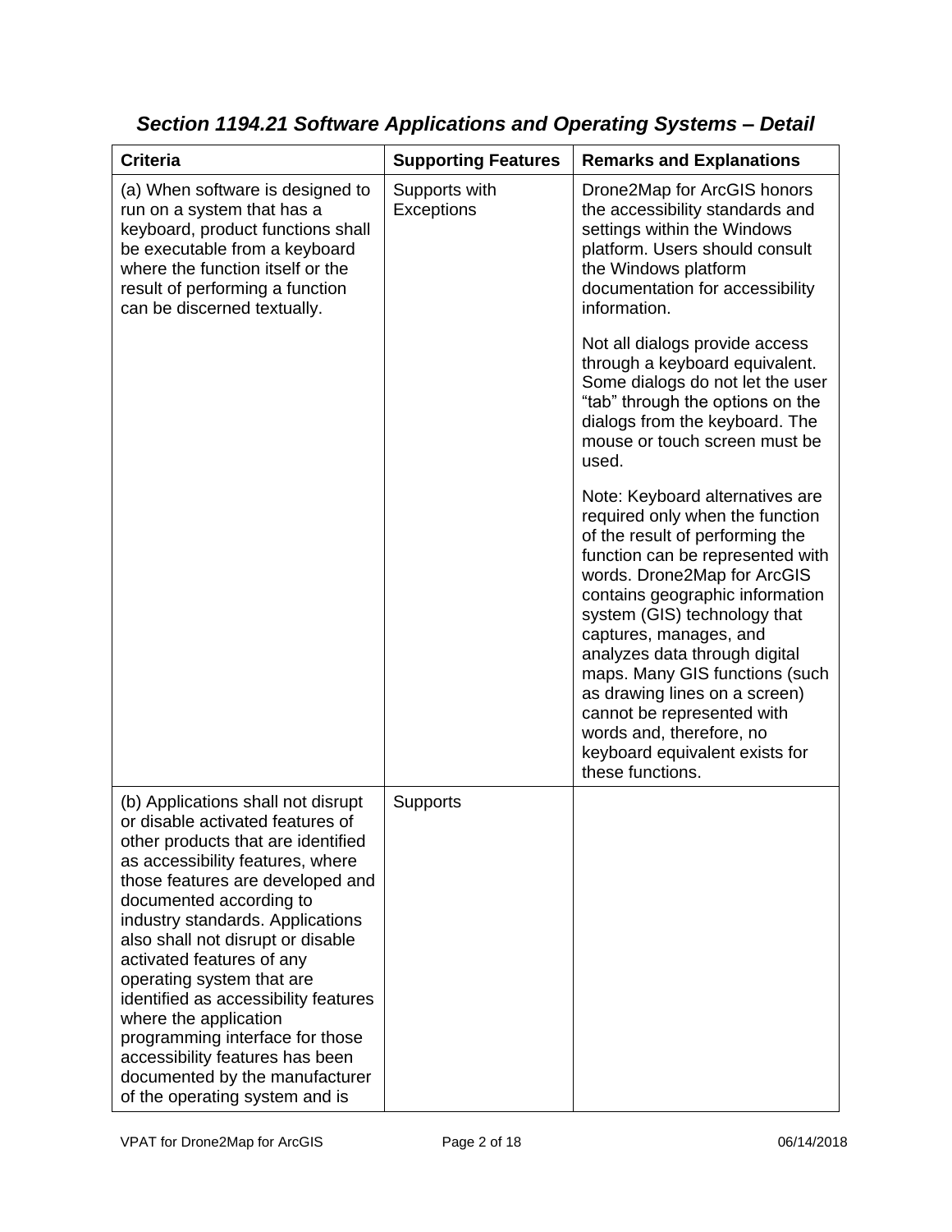## *Section 1194.21 Software Applications and Operating Systems – Detail*

| Criteria | Supporting Features | Remarks and Explanations |
|---|---|---|
| (a) When software is designed to run on a system that has a keyboard, product functions shall be executable from a keyboard where the function itself or the result of performing a function can be discerned textually. | Supports with Exceptions | Drone2Map for ArcGIS honors the accessibility standards and settings within the Windows platform. Users should consult the Windows platform documentation for accessibility information.<br><br>Not all dialogs provide access through a keyboard equivalent. Some dialogs do not let the user "tab" through the options on the dialogs from the keyboard. The mouse or touch screen must be used.<br><br>Note: Keyboard alternatives are required only when the function of the result of performing the function can be represented with words. Drone2Map for ArcGIS contains geographic information system (GIS) technology that captures, manages, and analyzes data through digital maps. Many GIS functions (such as drawing lines on a screen) cannot be represented with words and, therefore, no keyboard equivalent exists for these functions. |
| (b) Applications shall not disrupt or disable activated features of other products that are identified as accessibility features, where those features are developed and documented according to industry standards. Applications also shall not disrupt or disable activated features of any operating system that are identified as accessibility features where the application programming interface for those accessibility features has been documented by the manufacturer of the operating system and is | Supports | |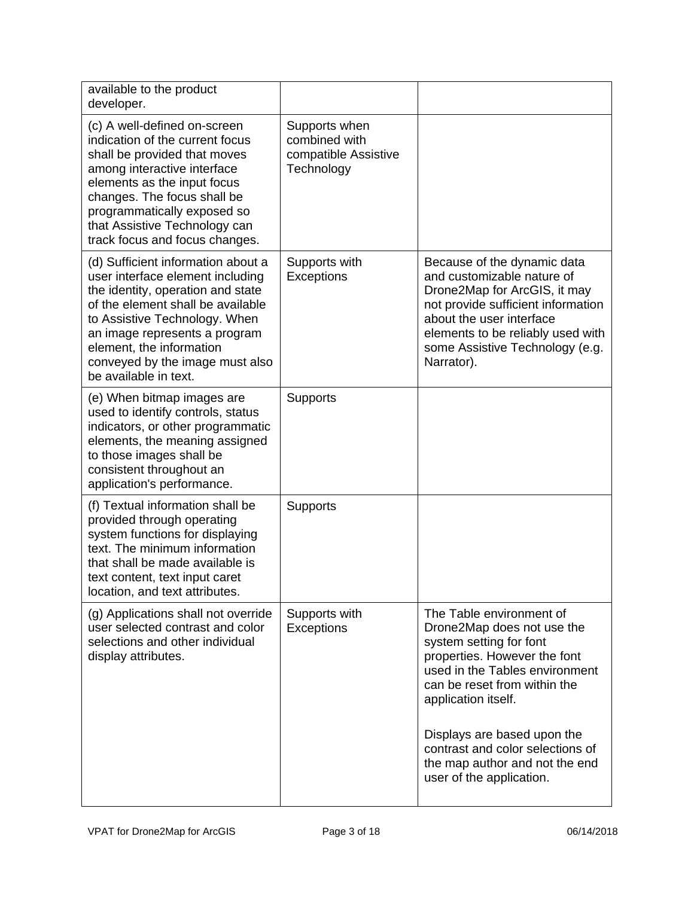| | | |
|---|---|---|
| available to the product developer. | | |
| (c) A well-defined on-screen indication of the current focus shall be provided that moves among interactive interface elements as the input focus changes. The focus shall be programmatically exposed so that Assistive Technology can track focus and focus changes. | Supports when combined with compatible Assistive Technology | |
| (d) Sufficient information about a user interface element including the identity, operation and state of the element shall be available to Assistive Technology. When an image represents a program element, the information conveyed by the image must also be available in text. | Supports with Exceptions | Because of the dynamic data and customizable nature of Drone2Map for ArcGIS, it may not provide sufficient information about the user interface elements to be reliably used with some Assistive Technology (e.g. Narrator). |
| (e) When bitmap images are used to identify controls, status indicators, or other programmatic elements, the meaning assigned to those images shall be consistent throughout an application's performance. | Supports | |
| (f) Textual information shall be provided through operating system functions for displaying text. The minimum information that shall be made available is text content, text input caret location, and text attributes. | Supports | |
| (g) Applications shall not override user selected contrast and color selections and other individual display attributes. | Supports with Exceptions | The Table environment of Drone2Map does not use the system setting for font properties. However the font used in the Tables environment can be reset from within the application itself.<br><br>Displays are based upon the contrast and color selections of the map author and not the end user of the application. |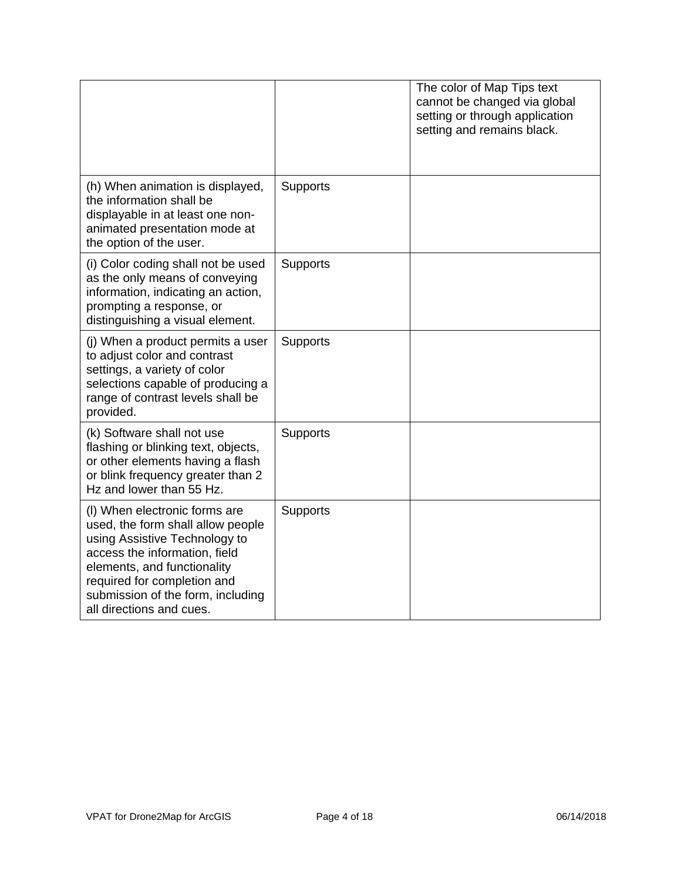| | | |
|---|---|---|
| | | The color of Map Tips text cannot be changed via global setting or through application setting and remains black. |
| (h) When animation is displayed, the information shall be displayable in at least one non-animated presentation mode at the option of the user. | Supports | |
| (i) Color coding shall not be used as the only means of conveying information, indicating an action, prompting a response, or distinguishing a visual element. | Supports | |
| (j) When a product permits a user to adjust color and contrast settings, a variety of color selections capable of producing a range of contrast levels shall be provided. | Supports | |
| (k) Software shall not use flashing or blinking text, objects, or other elements having a flash or blink frequency greater than 2 Hz and lower than 55 Hz. | Supports | |
| (l) When electronic forms are used, the form shall allow people using Assistive Technology to access the information, field elements, and functionality required for completion and submission of the form, including all directions and cues. | Supports | |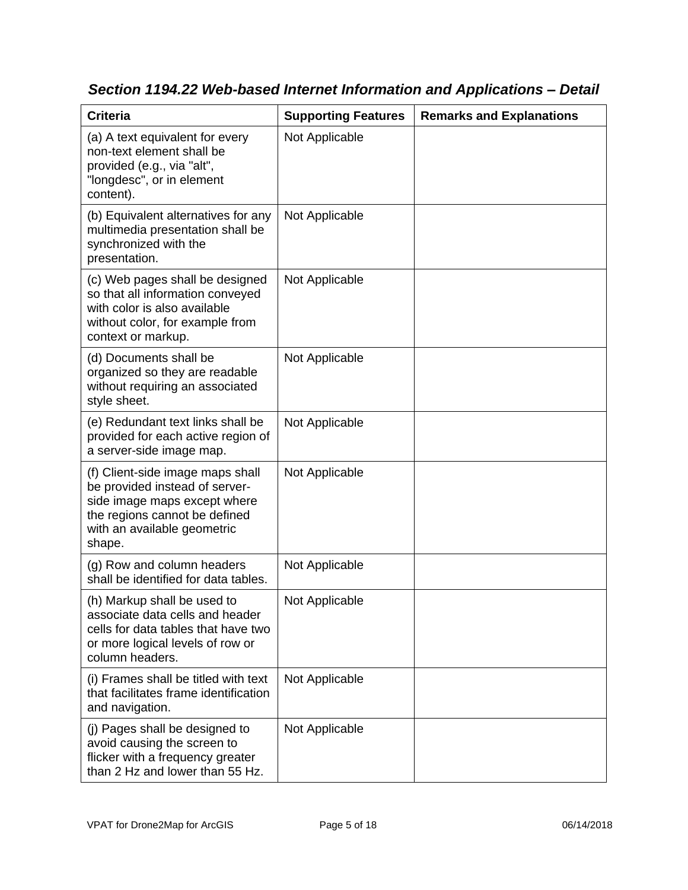### *Section 1194.22 Web-based Internet Information and Applications – Detail*

| Criteria | Supporting Features | Remarks and Explanations |
| --- | --- | --- |
| (a) A text equivalent for every non-text element shall be provided (e.g., via "alt", "longdesc", or in element content). | Not Applicable | |
| (b) Equivalent alternatives for any multimedia presentation shall be synchronized with the presentation. | Not Applicable | |
| (c) Web pages shall be designed so that all information conveyed with color is also available without color, for example from context or markup. | Not Applicable | |
| (d) Documents shall be organized so they are readable without requiring an associated style sheet. | Not Applicable | |
| (e) Redundant text links shall be provided for each active region of a server-side image map. | Not Applicable | |
| (f) Client-side image maps shall be provided instead of server-side image maps except where the regions cannot be defined with an available geometric shape. | Not Applicable | |
| (g) Row and column headers shall be identified for data tables. | Not Applicable | |
| (h) Markup shall be used to associate data cells and header cells for data tables that have two or more logical levels of row or column headers. | Not Applicable | |
| (i) Frames shall be titled with text that facilitates frame identification and navigation. | Not Applicable | |
| (j) Pages shall be designed to avoid causing the screen to flicker with a frequency greater than 2 Hz and lower than 55 Hz. | Not Applicable | |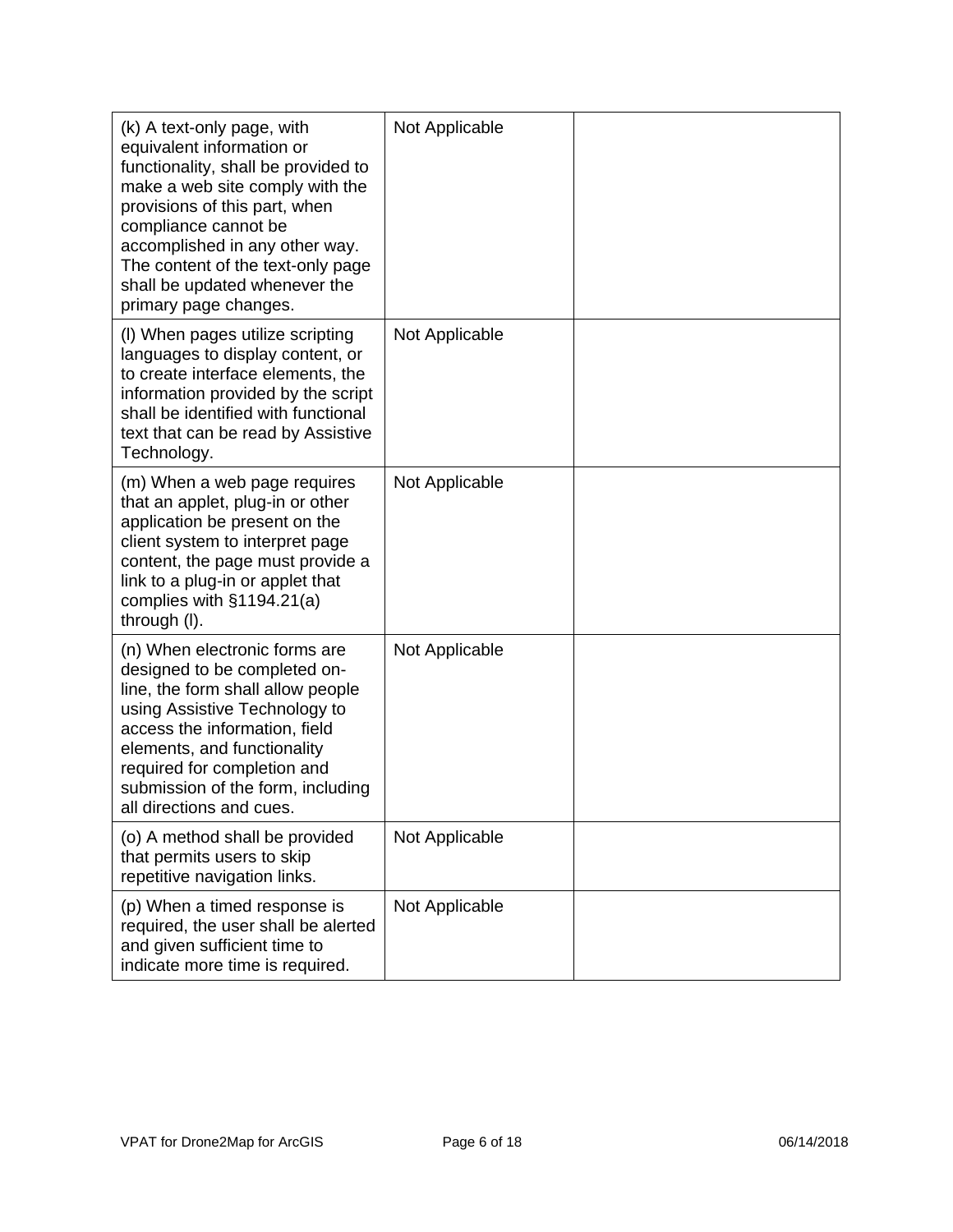| | | |
|---|---|---|
| (k) A text-only page, with equivalent information or functionality, shall be provided to make a web site comply with the provisions of this part, when compliance cannot be accomplished in any other way. The content of the text-only page shall be updated whenever the primary page changes. | Not Applicable | |
| (l) When pages utilize scripting languages to display content, or to create interface elements, the information provided by the script shall be identified with functional text that can be read by Assistive Technology. | Not Applicable | |
| (m) When a web page requires that an applet, plug-in or other application be present on the client system to interpret page content, the page must provide a link to a plug-in or applet that complies with §1194.21(a) through (l). | Not Applicable | |
| (n) When electronic forms are designed to be completed on-line, the form shall allow people using Assistive Technology to access the information, field elements, and functionality required for completion and submission of the form, including all directions and cues. | Not Applicable | |
| (o) A method shall be provided that permits users to skip repetitive navigation links. | Not Applicable | |
| (p) When a timed response is required, the user shall be alerted and given sufficient time to indicate more time is required. | Not Applicable | |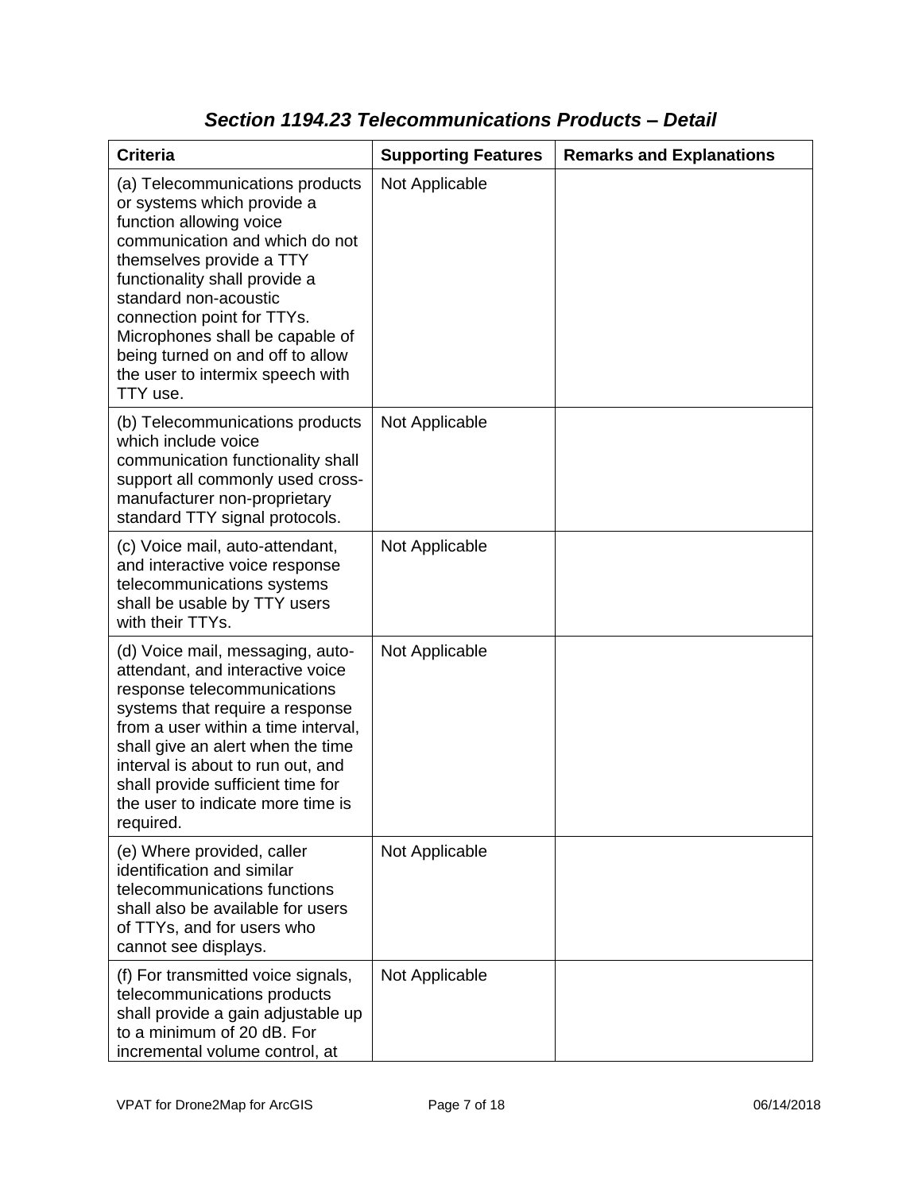## *Section 1194.23 Telecommunications Products – Detail*

| Criteria | Supporting Features | Remarks and Explanations |
| --- | --- | --- |
| (a) Telecommunications products or systems which provide a function allowing voice communication and which do not themselves provide a TTY functionality shall provide a standard non-acoustic connection point for TTYs. Microphones shall be capable of being turned on and off to allow the user to intermix speech with TTY use. | Not Applicable | |
| (b) Telecommunications products which include voice communication functionality shall support all commonly used cross-manufacturer non-proprietary standard TTY signal protocols. | Not Applicable | |
| (c) Voice mail, auto-attendant, and interactive voice response telecommunications systems shall be usable by TTY users with their TTYs. | Not Applicable | |
| (d) Voice mail, messaging, auto-attendant, and interactive voice response telecommunications systems that require a response from a user within a time interval, shall give an alert when the time interval is about to run out, and shall provide sufficient time for the user to indicate more time is required. | Not Applicable | |
| (e) Where provided, caller identification and similar telecommunications functions shall also be available for users of TTYs, and for users who cannot see displays. | Not Applicable | |
| (f) For transmitted voice signals, telecommunications products shall provide a gain adjustable up to a minimum of 20 dB. For incremental volume control, at | Not Applicable | |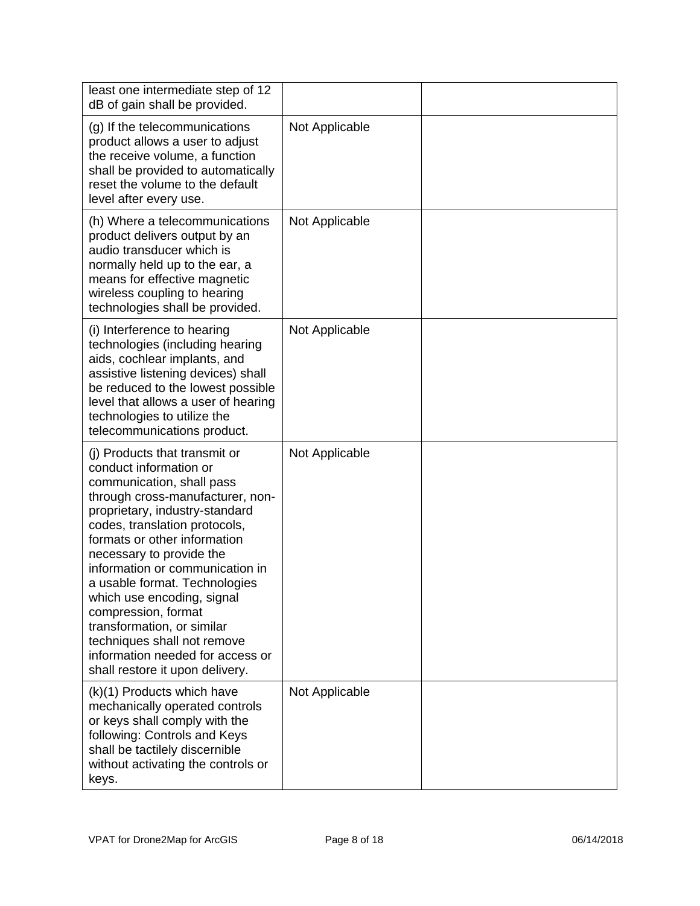| | | |
|---|---|---|
| least one intermediate step of 12 dB of gain shall be provided. | | |
| (g) If the telecommunications product allows a user to adjust the receive volume, a function shall be provided to automatically reset the volume to the default level after every use. | Not Applicable | |
| (h) Where a telecommunications product delivers output by an audio transducer which is normally held up to the ear, a means for effective magnetic wireless coupling to hearing technologies shall be provided. | Not Applicable | |
| (i) Interference to hearing technologies (including hearing aids, cochlear implants, and assistive listening devices) shall be reduced to the lowest possible level that allows a user of hearing technologies to utilize the telecommunications product. | Not Applicable | |
| (j) Products that transmit or conduct information or communication, shall pass through cross-manufacturer, non-proprietary, industry-standard codes, translation protocols, formats or other information necessary to provide the information or communication in a usable format. Technologies which use encoding, signal compression, format transformation, or similar techniques shall not remove information needed for access or shall restore it upon delivery. | Not Applicable | |
| (k)(1) Products which have mechanically operated controls or keys shall comply with the following: Controls and Keys shall be tactilely discernible without activating the controls or keys. | Not Applicable | |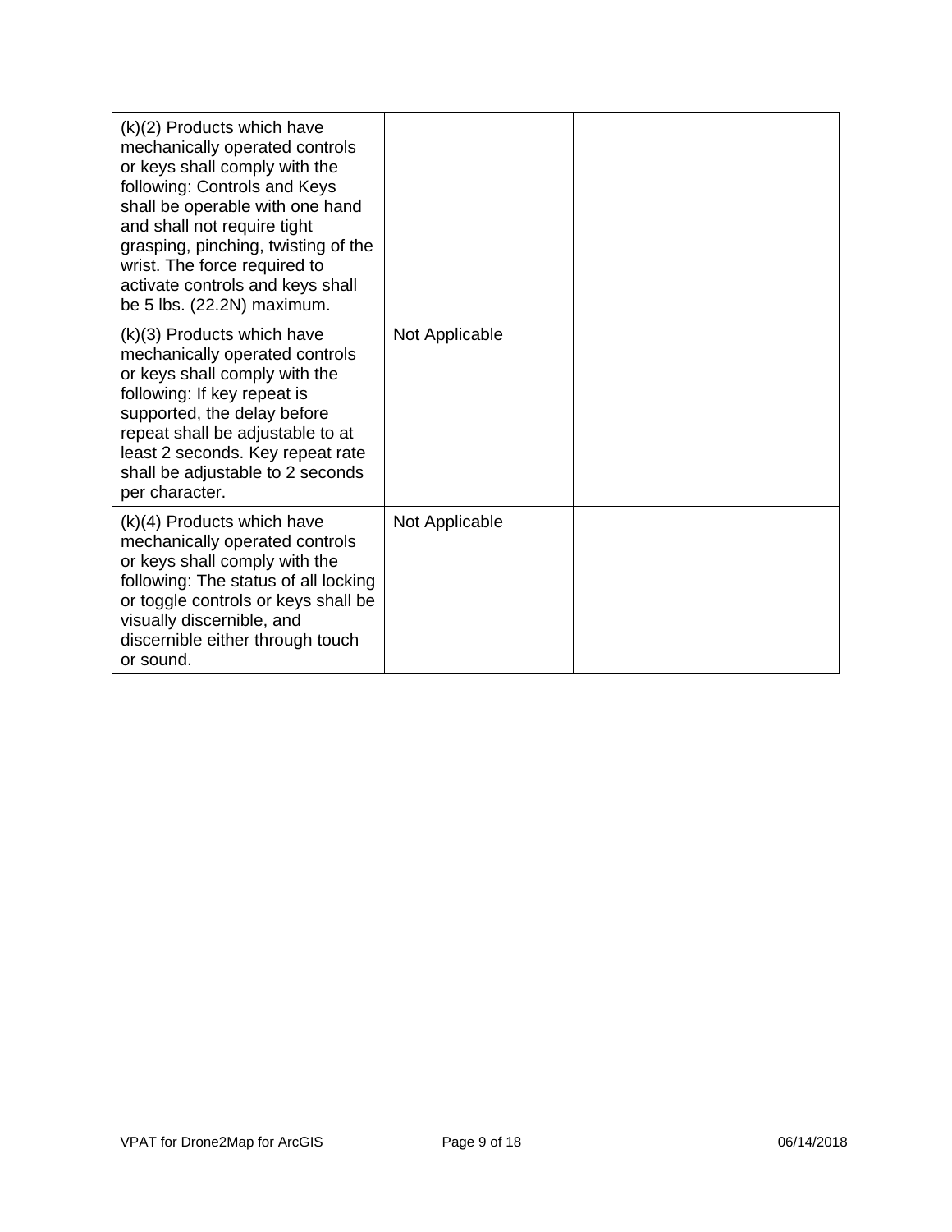| | | |
|---|---|---|
| (k)(2) Products which have mechanically operated controls or keys shall comply with the following: Controls and Keys shall be operable with one hand and shall not require tight grasping, pinching, twisting of the wrist. The force required to activate controls and keys shall be 5 lbs. (22.2N) maximum. | | |
| (k)(3) Products which have mechanically operated controls or keys shall comply with the following: If key repeat is supported, the delay before repeat shall be adjustable to at least 2 seconds. Key repeat rate shall be adjustable to 2 seconds per character. | Not Applicable | |
| (k)(4) Products which have mechanically operated controls or keys shall comply with the following: The status of all locking or toggle controls or keys shall be visually discernible, and discernible either through touch or sound. | Not Applicable | |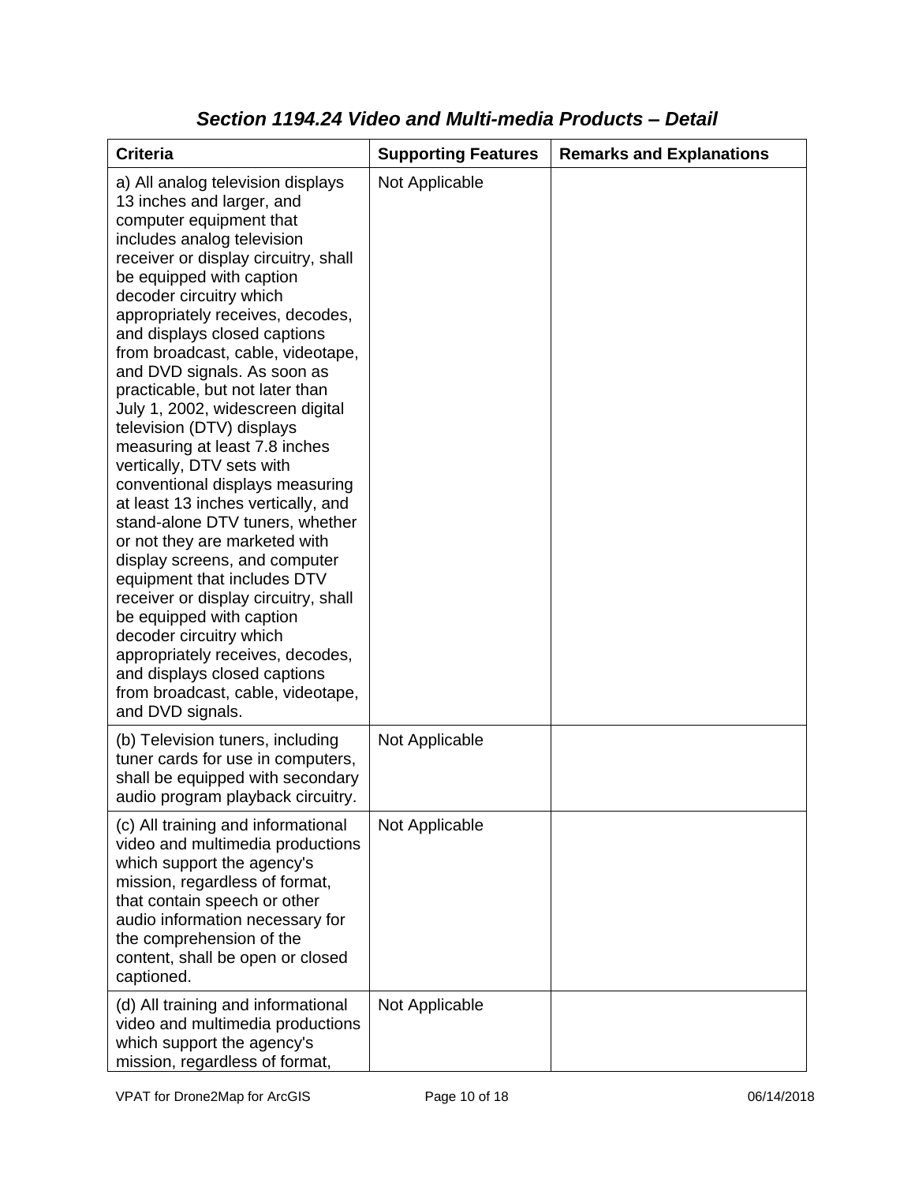### *Section 1194.24 Video and Multi-media Products – Detail*

| Criteria | Supporting Features | Remarks and Explanations |
| --- | --- | --- |
| a) All analog television displays 13 inches and larger, and computer equipment that includes analog television receiver or display circuitry, shall be equipped with caption decoder circuitry which appropriately receives, decodes, and displays closed captions from broadcast, cable, videotape, and DVD signals. As soon as practicable, but not later than July 1, 2002, widescreen digital television (DTV) displays measuring at least 7.8 inches vertically, DTV sets with conventional displays measuring at least 13 inches vertically, and stand-alone DTV tuners, whether or not they are marketed with display screens, and computer equipment that includes DTV receiver or display circuitry, shall be equipped with caption decoder circuitry which appropriately receives, decodes, and displays closed captions from broadcast, cable, videotape, and DVD signals. | Not Applicable | |
| (b) Television tuners, including tuner cards for use in computers, shall be equipped with secondary audio program playback circuitry. | Not Applicable | |
| (c) All training and informational video and multimedia productions which support the agency's mission, regardless of format, that contain speech or other audio information necessary for the comprehension of the content, shall be open or closed captioned. | Not Applicable | |
| (d) All training and informational video and multimedia productions which support the agency's mission, regardless of format, | Not Applicable | |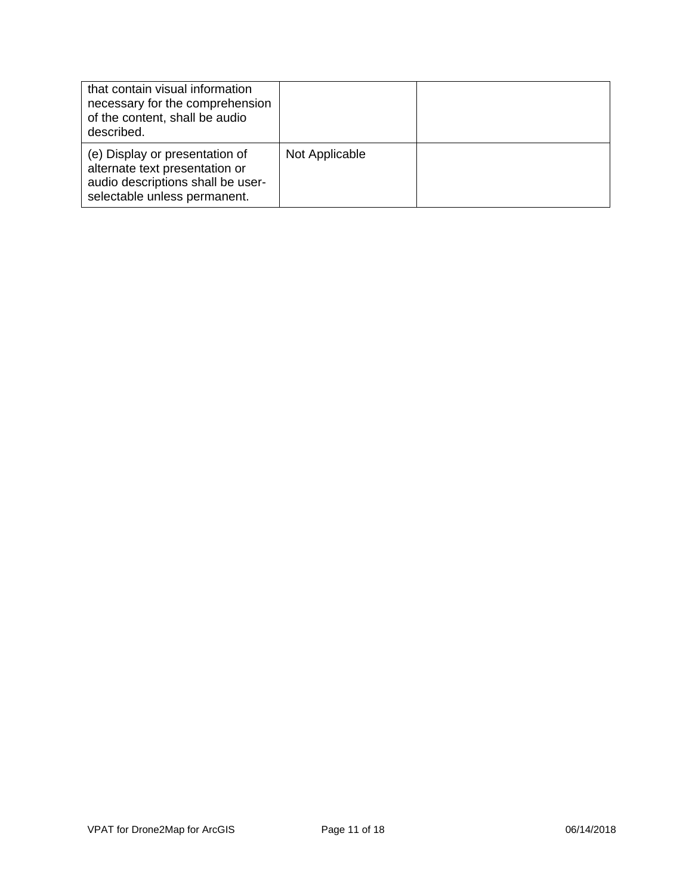| | | |
|---|---|---|
| that contain visual information necessary for the comprehension of the content, shall be audio described. | | |
| (e) Display or presentation of alternate text presentation or audio descriptions shall be user-selectable unless permanent. | Not Applicable | |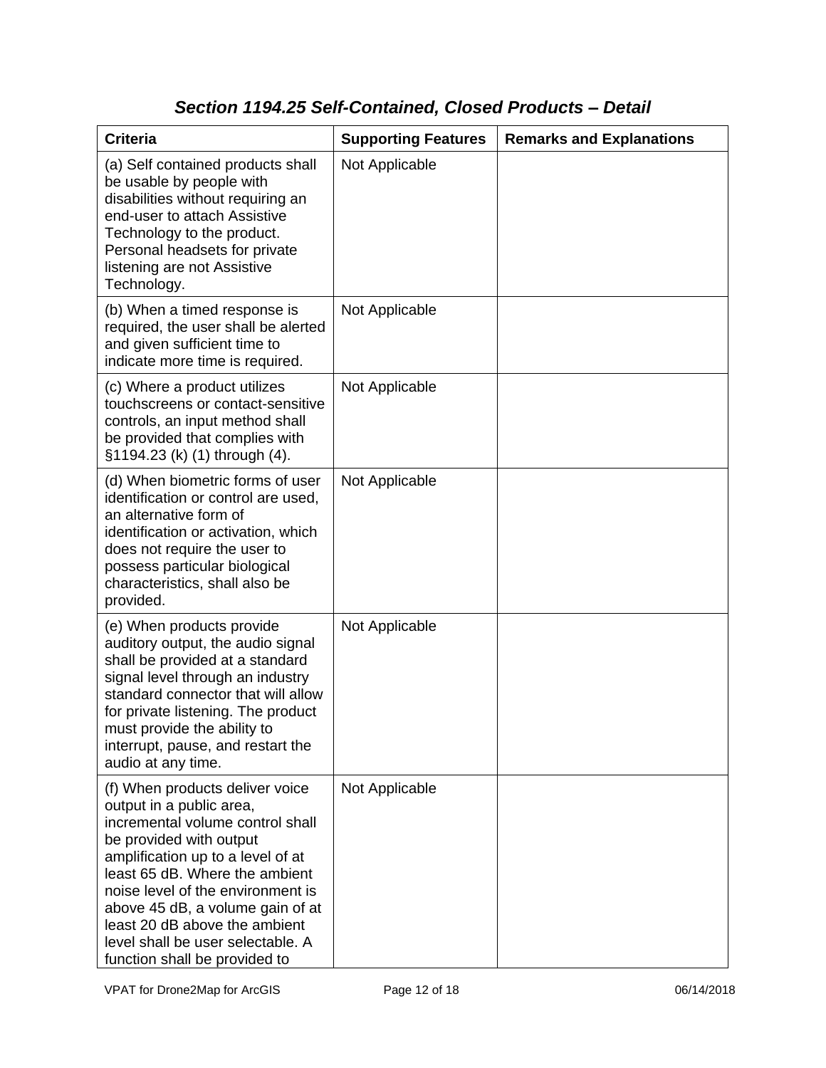## *Section 1194.25 Self-Contained, Closed Products – Detail*

| Criteria | Supporting Features | Remarks and Explanations |
|---|---|---|
| (a) Self contained products shall be usable by people with disabilities without requiring an end-user to attach Assistive Technology to the product. Personal headsets for private listening are not Assistive Technology. | Not Applicable | |
| (b) When a timed response is required, the user shall be alerted and given sufficient time to indicate more time is required. | Not Applicable | |
| (c) Where a product utilizes touchscreens or contact-sensitive controls, an input method shall be provided that complies with §1194.23 (k) (1) through (4). | Not Applicable | |
| (d) When biometric forms of user identification or control are used, an alternative form of identification or activation, which does not require the user to possess particular biological characteristics, shall also be provided. | Not Applicable | |
| (e) When products provide auditory output, the audio signal shall be provided at a standard signal level through an industry standard connector that will allow for private listening. The product must provide the ability to interrupt, pause, and restart the audio at any time. | Not Applicable | |
| (f) When products deliver voice output in a public area, incremental volume control shall be provided with output amplification up to a level of at least 65 dB. Where the ambient noise level of the environment is above 45 dB, a volume gain of at least 20 dB above the ambient level shall be user selectable. A function shall be provided to | Not Applicable | |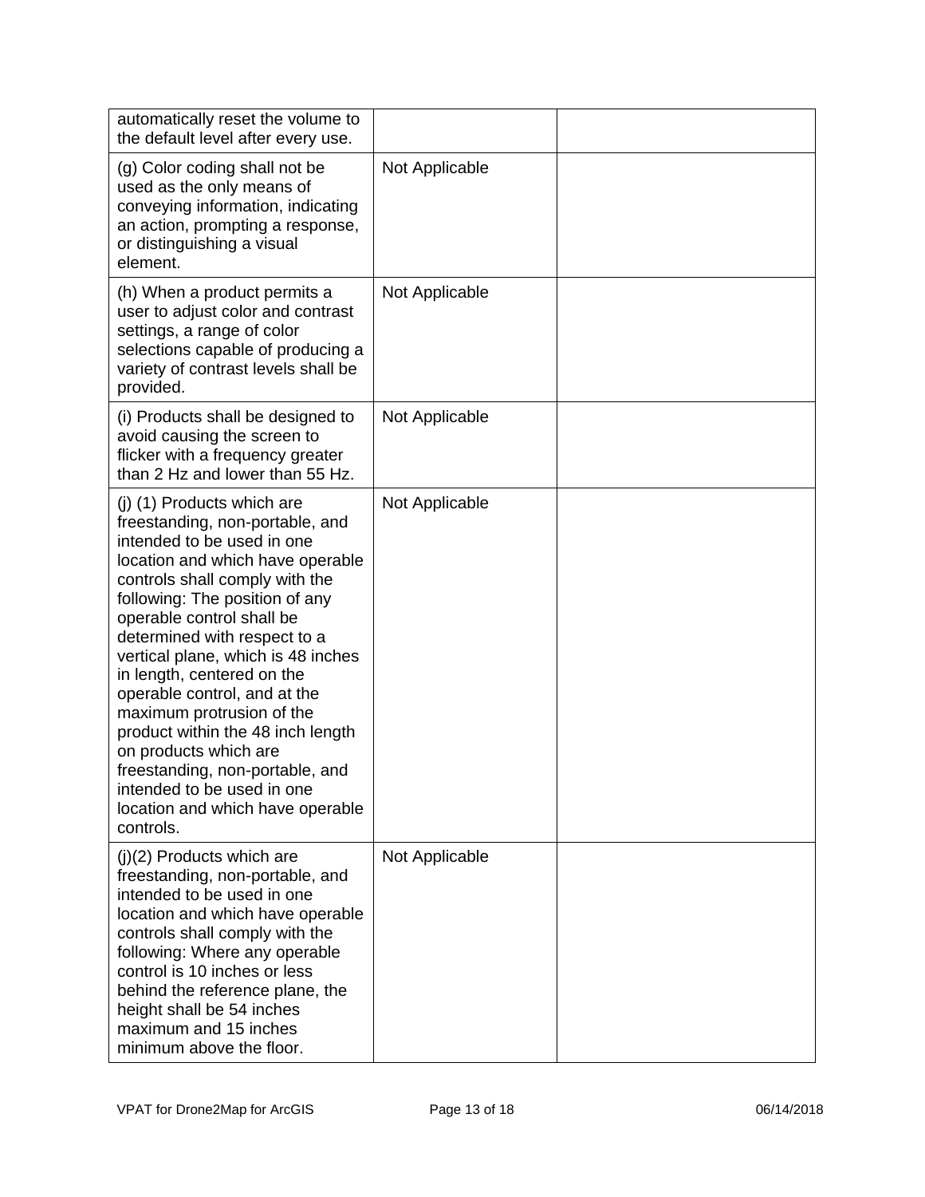| | | |
|---|---|---|
| automatically reset the volume to the default level after every use. | | |
| (g) Color coding shall not be used as the only means of conveying information, indicating an action, prompting a response, or distinguishing a visual element. | Not Applicable | |
| (h) When a product permits a user to adjust color and contrast settings, a range of color selections capable of producing a variety of contrast levels shall be provided. | Not Applicable | |
| (i) Products shall be designed to avoid causing the screen to flicker with a frequency greater than 2 Hz and lower than 55 Hz. | Not Applicable | |
| (j) (1) Products which are freestanding, non-portable, and intended to be used in one location and which have operable controls shall comply with the following: The position of any operable control shall be determined with respect to a vertical plane, which is 48 inches in length, centered on the operable control, and at the maximum protrusion of the product within the 48 inch length on products which are freestanding, non-portable, and intended to be used in one location and which have operable controls. | Not Applicable | |
| (j)(2) Products which are freestanding, non-portable, and intended to be used in one location and which have operable controls shall comply with the following: Where any operable control is 10 inches or less behind the reference plane, the height shall be 54 inches maximum and 15 inches minimum above the floor. | Not Applicable | |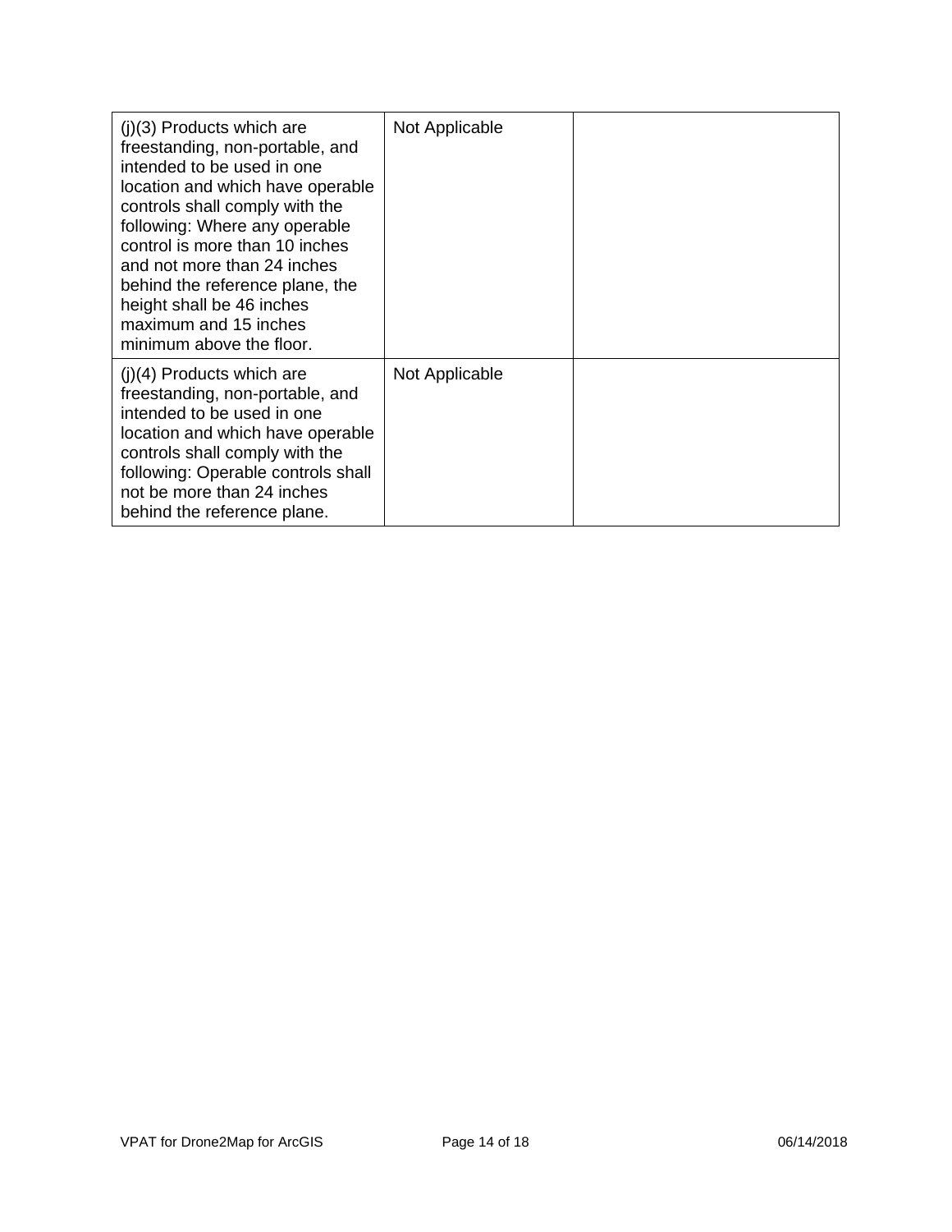| | | |
|---|---|---|
| (j)(3) Products which are freestanding, non-portable, and intended to be used in one location and which have operable controls shall comply with the following: Where any operable control is more than 10 inches and not more than 24 inches behind the reference plane, the height shall be 46 inches maximum and 15 inches minimum above the floor. | Not Applicable | |
| (j)(4) Products which are freestanding, non-portable, and intended to be used in one location and which have operable controls shall comply with the following: Operable controls shall not be more than 24 inches behind the reference plane. | Not Applicable | |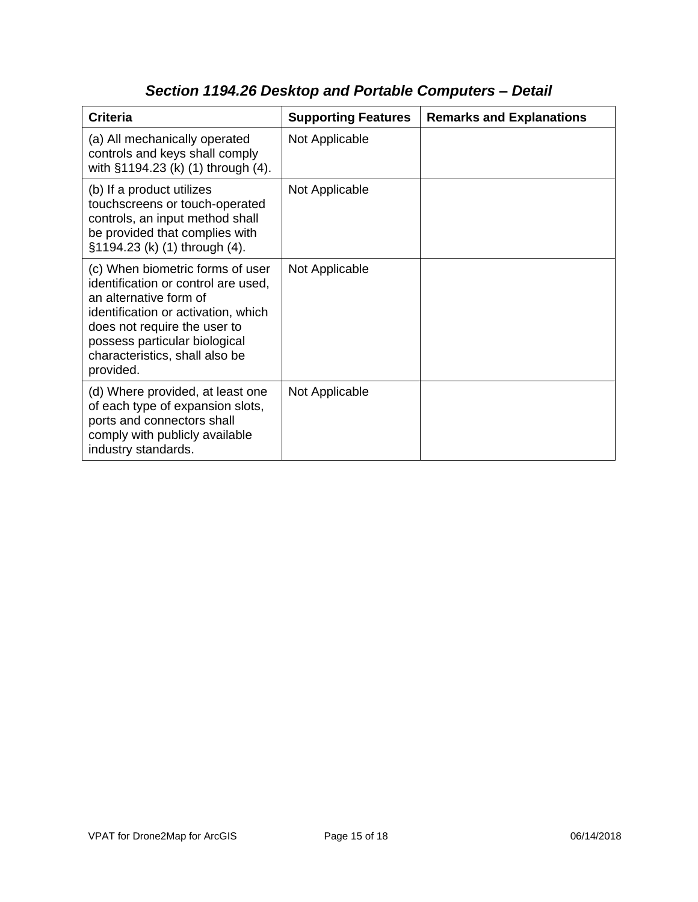## *Section 1194.26 Desktop and Portable Computers – Detail*

| Criteria | Supporting Features | Remarks and Explanations |
| --- | --- | --- |
| (a) All mechanically operated controls and keys shall comply with §1194.23 (k) (1) through (4). | Not Applicable | |
| (b) If a product utilizes touchscreens or touch-operated controls, an input method shall be provided that complies with §1194.23 (k) (1) through (4). | Not Applicable | |
| (c) When biometric forms of user identification or control are used, an alternative form of identification or activation, which does not require the user to possess particular biological characteristics, shall also be provided. | Not Applicable | |
| (d) Where provided, at least one of each type of expansion slots, ports and connectors shall comply with publicly available industry standards. | Not Applicable | |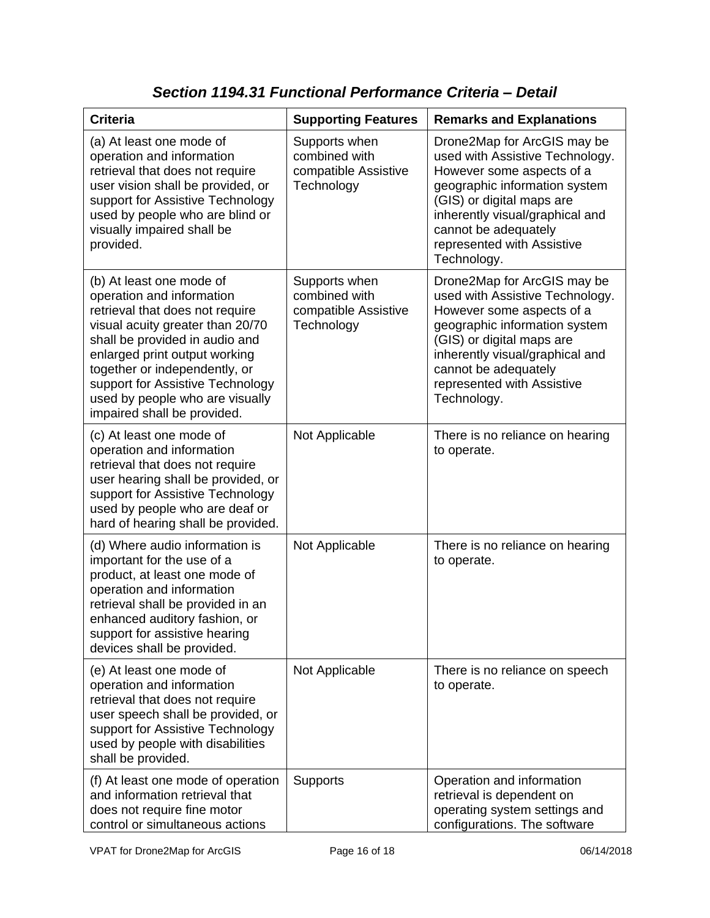## *Section 1194.31 Functional Performance Criteria – Detail*

| Criteria | Supporting Features | Remarks and Explanations |
|---|---|---|
| (a) At least one mode of operation and information retrieval that does not require user vision shall be provided, or support for Assistive Technology used by people who are blind or visually impaired shall be provided. | Supports when combined with compatible Assistive Technology | Drone2Map for ArcGIS may be used with Assistive Technology. However some aspects of a geographic information system (GIS) or digital maps are inherently visual/graphical and cannot be adequately represented with Assistive Technology. |
| (b) At least one mode of operation and information retrieval that does not require visual acuity greater than 20/70 shall be provided in audio and enlarged print output working together or independently, or support for Assistive Technology used by people who are visually impaired shall be provided. | Supports when combined with compatible Assistive Technology | Drone2Map for ArcGIS may be used with Assistive Technology. However some aspects of a geographic information system (GIS) or digital maps are inherently visual/graphical and cannot be adequately represented with Assistive Technology. |
| (c) At least one mode of operation and information retrieval that does not require user hearing shall be provided, or support for Assistive Technology used by people who are deaf or hard of hearing shall be provided. | Not Applicable | There is no reliance on hearing to operate. |
| (d) Where audio information is important for the use of a product, at least one mode of operation and information retrieval shall be provided in an enhanced auditory fashion, or support for assistive hearing devices shall be provided. | Not Applicable | There is no reliance on hearing to operate. |
| (e) At least one mode of operation and information retrieval that does not require user speech shall be provided, or support for Assistive Technology used by people with disabilities shall be provided. | Not Applicable | There is no reliance on speech to operate. |
| (f) At least one mode of operation and information retrieval that does not require fine motor control or simultaneous actions | Supports | Operation and information retrieval is dependent on operating system settings and configurations. The software |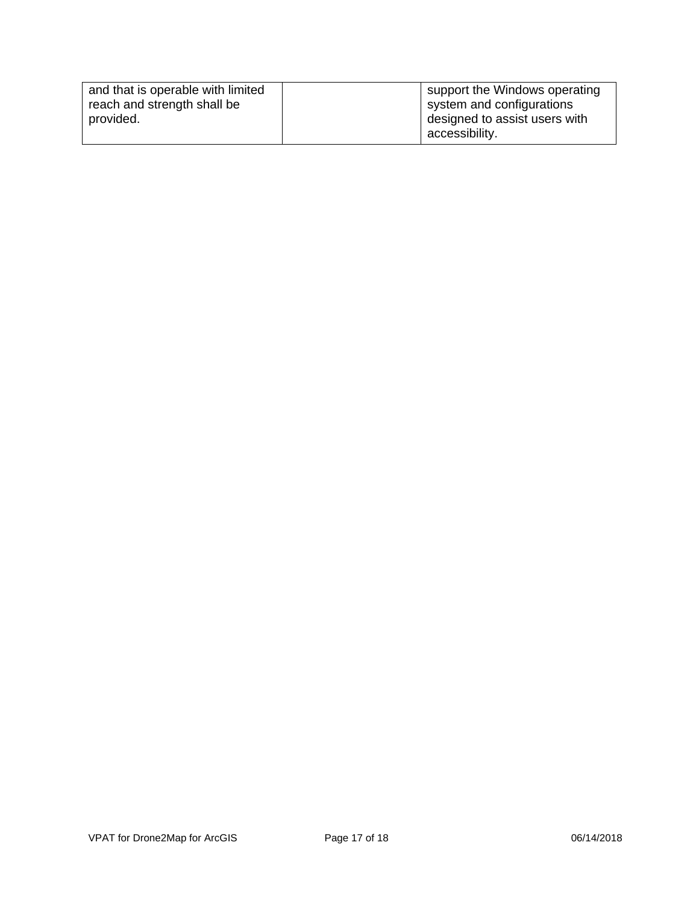| | | |
|---|---|---|
| and that is operable with limited reach and strength shall be provided. | | support the Windows operating system and configurations designed to assist users with accessibility. |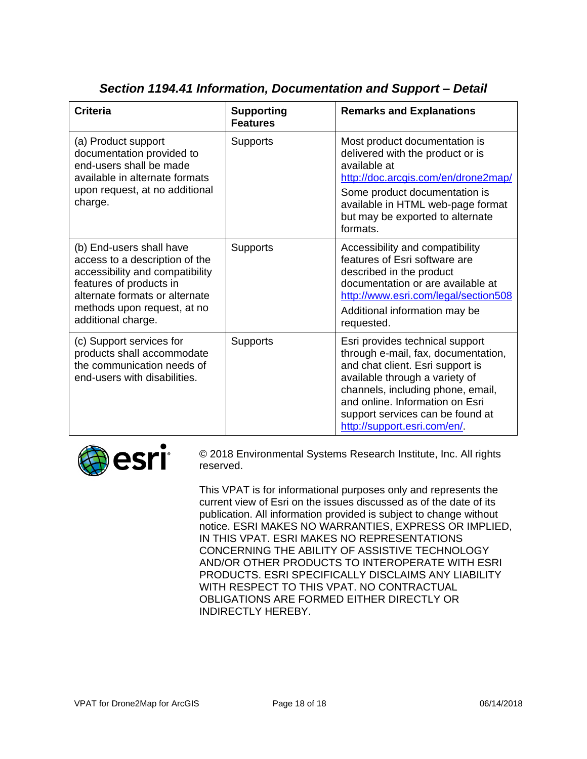### *Section 1194.41 Information, Documentation and Support – Detail*

| Criteria | Supporting Features | Remarks and Explanations |
|---|---|---|
| (a) Product support documentation provided to end-users shall be made available in alternate formats upon request, at no additional charge. | Supports | Most product documentation is delivered with the product or is available at http://doc.arcgis.com/en/drone2map/ Some product documentation is available in HTML web-page format but may be exported to alternate formats. |
| (b) End-users shall have access to a description of the accessibility and compatibility features of products in alternate formats or alternate methods upon request, at no additional charge. | Supports | Accessibility and compatibility features of Esri software are described in the product documentation or are available at http://www.esri.com/legal/section508 Additional information may be requested. |
| (c) Support services for products shall accommodate the communication needs of end-users with disabilities. | Supports | Esri provides technical support through e-mail, fax, documentation, and chat client. Esri support is available through a variety of channels, including phone, email, and online. Information on Esri support services can be found at http://support.esri.com/en/. |

© 2018 Environmental Systems Research Institute, Inc. All rights reserved.

This VPAT is for informational purposes only and represents the current view of Esri on the issues discussed as of the date of its publication. All information provided is subject to change without notice. ESRI MAKES NO WARRANTIES, EXPRESS OR IMPLIED, IN THIS VPAT. ESRI MAKES NO REPRESENTATIONS CONCERNING THE ABILITY OF ASSISTIVE TECHNOLOGY AND/OR OTHER PRODUCTS TO INTEROPERATE WITH ESRI PRODUCTS. ESRI SPECIFICALLY DISCLAIMS ANY LIABILITY WITH RESPECT TO THIS VPAT. NO CONTRACTUAL OBLIGATIONS ARE FORMED EITHER DIRECTLY OR INDIRECTLY HEREBY.